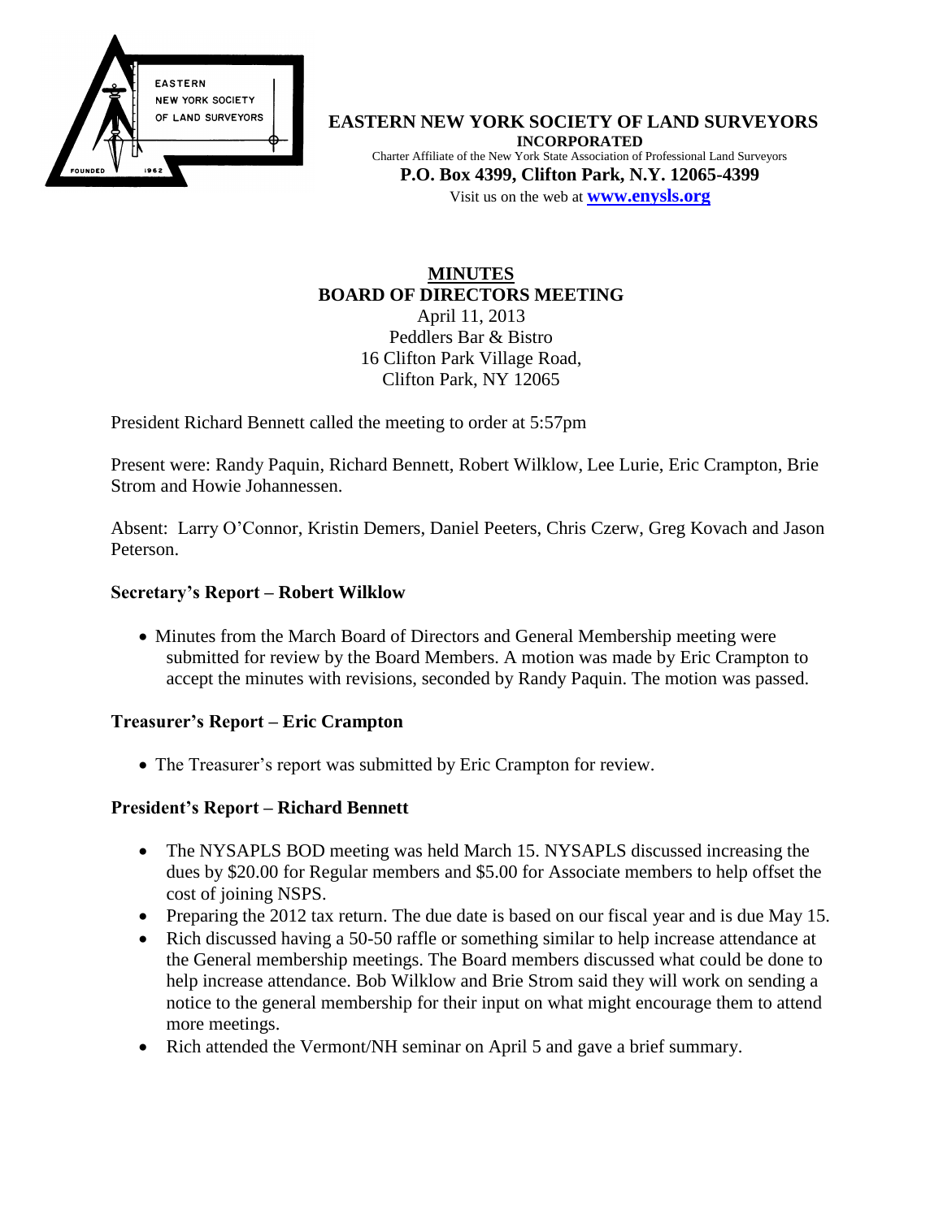**EASTERN NEW YORK SOCIETY OF LAND SURVEYORS**
**INCORPORATED**
Charter Affiliate of the New York State Association of Professional Land Surveyors
**P.O. Box 4399, Clifton Park, N.Y. 12065-4399**
Visit us on the web at **www.enysls.org**

# MINUTES
## BOARD OF DIRECTORS MEETING

April 11, 2013
Peddlers Bar & Bistro
16 Clifton Park Village Road,
Clifton Park, NY 12065

President Richard Bennett called the meeting to order at 5:57pm

Present were: Randy Paquin, Richard Bennett, Robert Wilklow, Lee Lurie, Eric Crampton, Brie Strom and Howie Johannessen.

Absent: Larry O'Connor, Kristin Demers, Daniel Peeters, Chris Czerw, Greg Kovach and Jason Peterson.

### Secretary's Report – Robert Wilklow

- Minutes from the March Board of Directors and General Membership meeting were submitted for review by the Board Members. A motion was made by Eric Crampton to accept the minutes with revisions, seconded by Randy Paquin. The motion was passed.

### Treasurer's Report – Eric Crampton

- The Treasurer's report was submitted by Eric Crampton for review.

### President's Report – Richard Bennett

- The NYSAPLS BOD meeting was held March 15. NYSAPLS discussed increasing the dues by $20.00 for Regular members and $5.00 for Associate members to help offset the cost of joining NSPS.
- Preparing the 2012 tax return. The due date is based on our fiscal year and is due May 15.
- Rich discussed having a 50-50 raffle or something similar to help increase attendance at the General membership meetings. The Board members discussed what could be done to help increase attendance. Bob Wilklow and Brie Strom said they will work on sending a notice to the general membership for their input on what might encourage them to attend more meetings.
- Rich attended the Vermont/NH seminar on April 5 and gave a brief summary.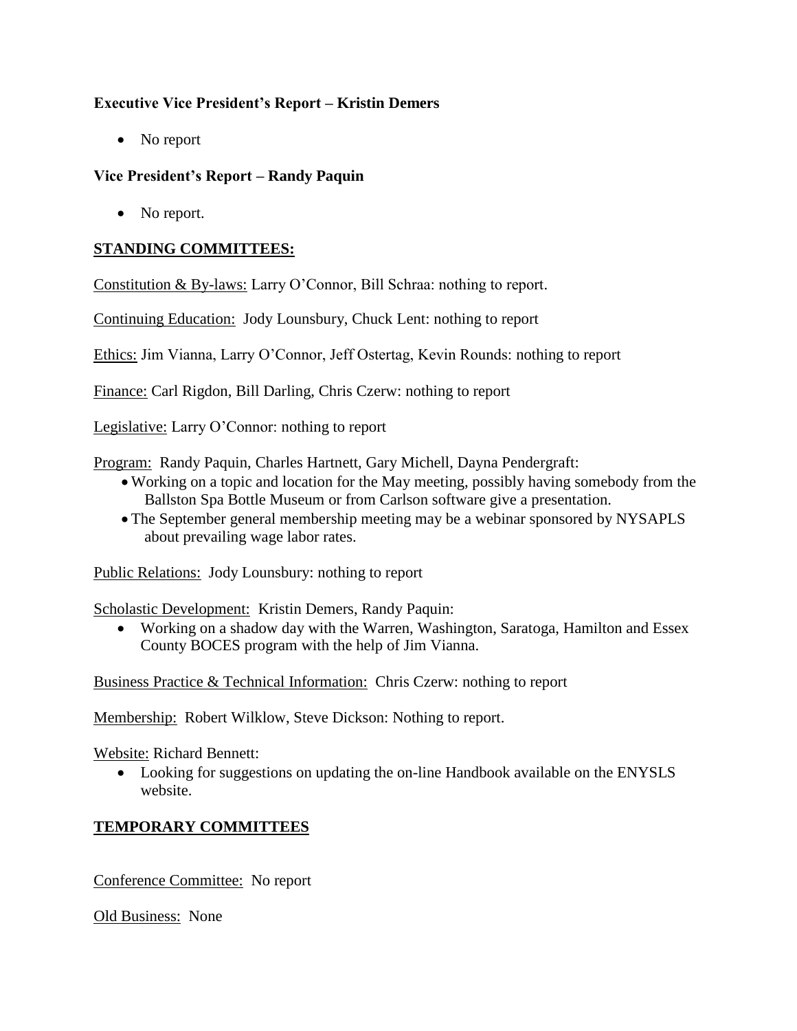**Executive Vice President's Report – Kristin Demers**

- No report

**Vice President's Report – Randy Paquin**

- No report.

**STANDING COMMITTEES:**

Constitution & By-laws: Larry O'Connor, Bill Schraa: nothing to report.

Continuing Education: Jody Lounsbury, Chuck Lent: nothing to report

Ethics: Jim Vianna, Larry O'Connor, Jeff Ostertag, Kevin Rounds: nothing to report

Finance: Carl Rigdon, Bill Darling, Chris Czerw: nothing to report

Legislative: Larry O'Connor: nothing to report

Program: Randy Paquin, Charles Hartnett, Gary Michell, Dayna Pendergraft:

- Working on a topic and location for the May meeting, possibly having somebody from the Ballston Spa Bottle Museum or from Carlson software give a presentation.
- The September general membership meeting may be a webinar sponsored by NYSAPLS about prevailing wage labor rates.

Public Relations: Jody Lounsbury: nothing to report

Scholastic Development: Kristin Demers, Randy Paquin:

- Working on a shadow day with the Warren, Washington, Saratoga, Hamilton and Essex County BOCES program with the help of Jim Vianna.

Business Practice & Technical Information: Chris Czerw: nothing to report

Membership: Robert Wilklow, Steve Dickson: Nothing to report.

Website: Richard Bennett:

- Looking for suggestions on updating the on-line Handbook available on the ENYSLS website.

**TEMPORARY COMMITTEES**

Conference Committee: No report

Old Business: None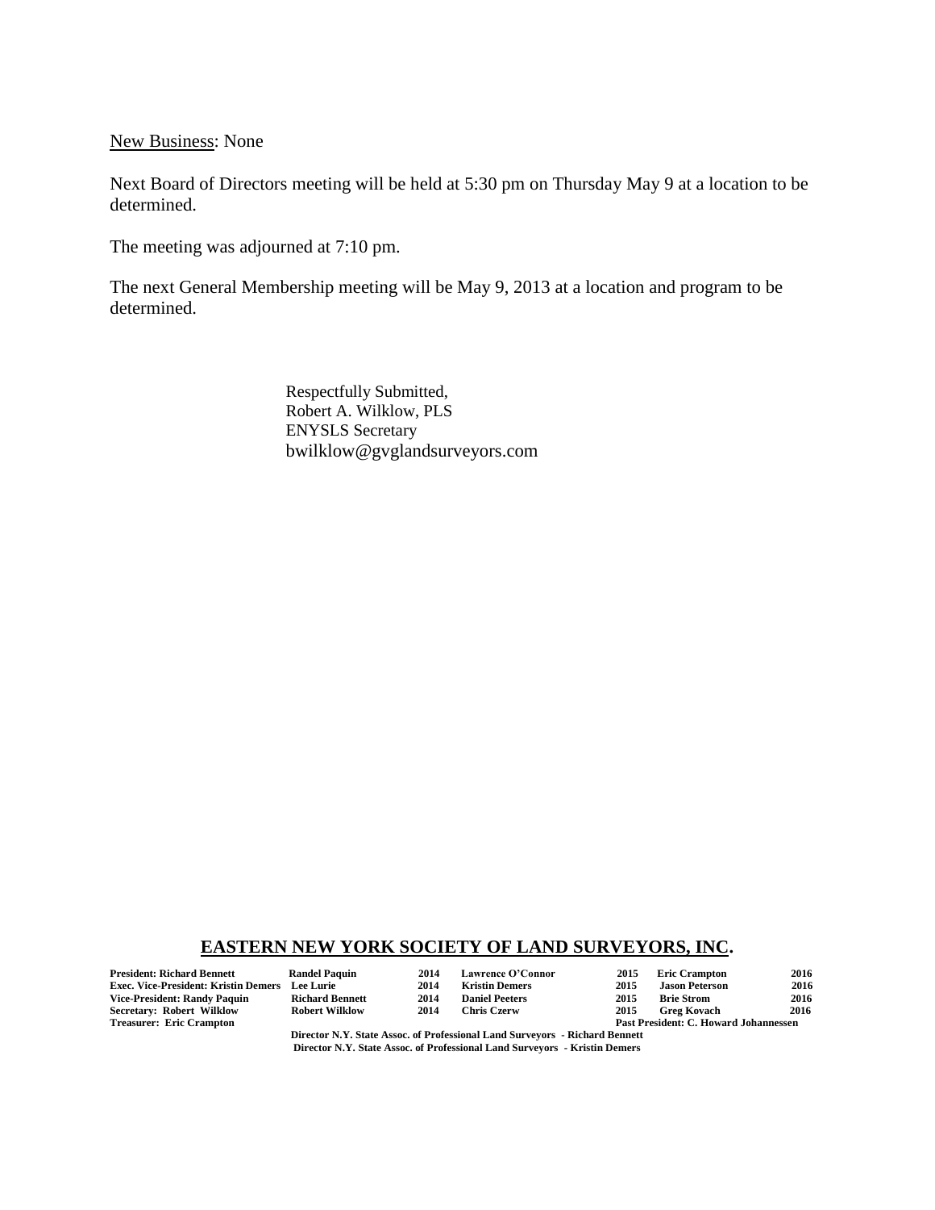<u>New Business</u>: None

Next Board of Directors meeting will be held at 5:30 pm on Thursday May 9 at a location to be determined.

The meeting was adjourned at 7:10 pm.

The next General Membership meeting will be May 9, 2013 at a location and program to be determined.

Respectfully Submitted,
Robert A. Wilklow, PLS
ENYSLS Secretary
bwilklow@gvglandsurveyors.com

## EASTERN NEW YORK SOCIETY OF LAND SURVEYORS, INC.

| | | | | | | | |
|---|---|---|---|---|---|---|---|
| **President: Richard Bennett** | **Randel Paquin** | **2014** | **Lawrence O'Connor** | **2015** | **Eric Crampton** | **2016** |
| **Exec. Vice-President: Kristin Demers** | **Lee Lurie** | **2014** | **Kristin Demers** | **2015** | **Jason Peterson** | **2016** |
| **Vice-President: Randy Paquin** | **Richard Bennett** | **2014** | **Daniel Peeters** | **2015** | **Brie Strom** | **2016** |
| **Secretary: Robert Wilklow** | **Robert Wilklow** | **2014** | **Chris Czerw** | **2015** | **Greg Kovach** | **2016** |
| **Treasurer: Eric Crampton** | | | | **Past President: C. Howard Johannessen** | | |

**Director N.Y. State Assoc. of Professional Land Surveyors - Richard Bennett**
**Director N.Y. State Assoc. of Professional Land Surveyors - Kristin Demers**